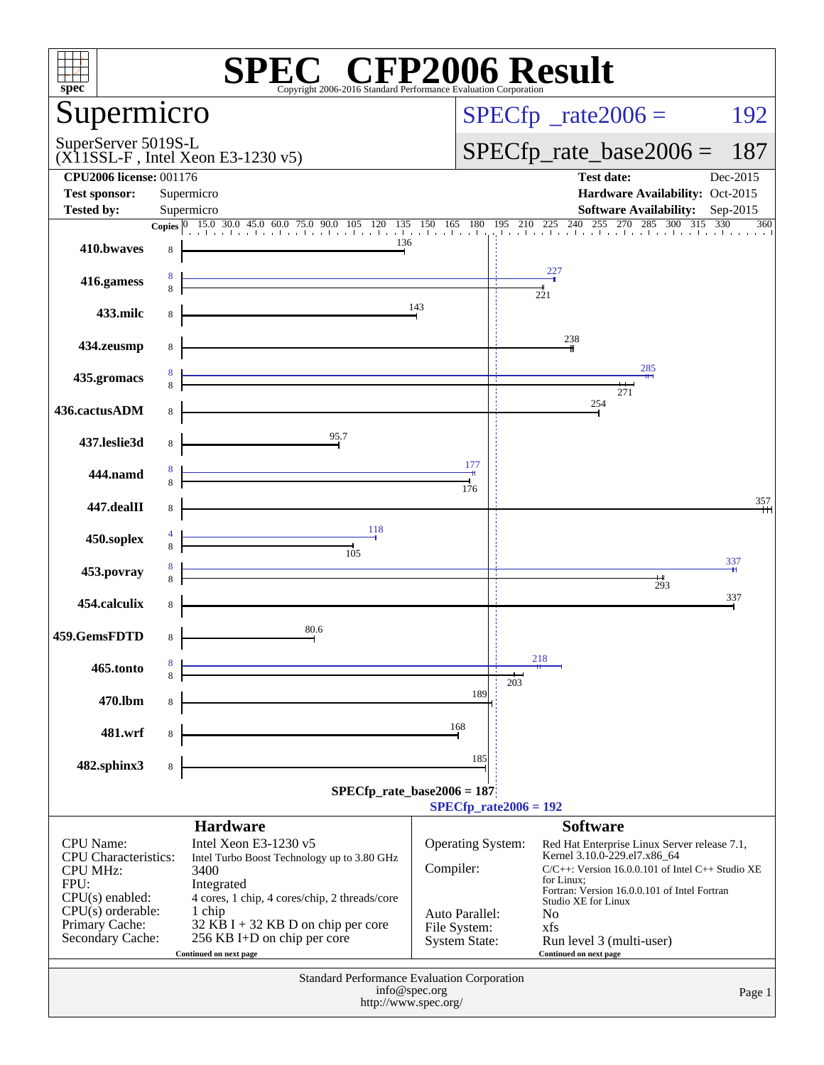# SPEC CFP2006 Result

Copyright 2006-2016 Standard Performance Evaluation Corporation

## Supermicro

SuperServer 5019S-L
(X11SSL-F , Intel Xeon E3-1230 v5)

SPECfp_rate2006 = 192

SPECfp_rate_base2006 = 187

| | | | |
|---|---|---|---|
| **CPU2006 license:** 001176 | | **Test date:** | Dec-2015 |
| **Test sponsor:** | Supermicro | **Hardware Availability:** | Oct-2015 |
| **Tested by:** | Supermicro | **Software Availability:** | Sep-2015 |

| Benchmark | Copies (peak) | Copies (base) | Peak | Base |
|---|---|---|---|---|
| 410.bwaves | | 8 | | 136 |
| 416.gamess | 8 | 8 | 227 | 221 |
| 433.milc | | 8 | | 143 |
| 434.zeusmp | | 8 | | 238 |
| 435.gromacs | 8 | 8 | 285 | 271 |
| 436.cactusADM | | 8 | | 254 |
| 437.leslie3d | | 8 | | 95.7 |
| 444.namd | 8 | 8 | 177 | 176 |
| 447.dealII | | 8 | | 357 |
| 450.soplex | 4 | 8 | 118 | 105 |
| 453.povray | 8 | 8 | 337 | 293 |
| 454.calculix | | 8 | | 337 |
| 459.GemsFDTD | | 8 | | 80.6 |
| 465.tonto | 8 | 8 | 218 | 203 |
| 470.lbm | | 8 | | 189 |
| 481.wrf | | 8 | | 168 |
| 482.sphinx3 | | 8 | | 185 |

SPECfp_rate_base2006 = 187

SPECfp_rate2006 = 192

### Hardware

| | |
|---|---|
| CPU Name: | Intel Xeon E3-1230 v5 |
| CPU Characteristics: | Intel Turbo Boost Technology up to 3.80 GHz |
| CPU MHz: | 3400 |
| FPU: | Integrated |
| CPU(s) enabled: | 4 cores, 1 chip, 4 cores/chip, 2 threads/core |
| CPU(s) orderable: | 1 chip |
| Primary Cache: | 32 KB I + 32 KB D on chip per core |
| Secondary Cache: | 256 KB I+D on chip per core |

Continued on next page

### Software

| | |
|---|---|
| Operating System: | Red Hat Enterprise Linux Server release 7.1, Kernel 3.10.0-229.el7.x86_64 |
| Compiler: | C/C++: Version 16.0.0.101 of Intel C++ Studio XE for Linux; Fortran: Version 16.0.0.101 of Intel Fortran Studio XE for Linux |
| Auto Parallel: | No |
| File System: | xfs |
| System State: | Run level 3 (multi-user) |

Continued on next page

Standard Performance Evaluation Corporation
info@spec.org
http://www.spec.org/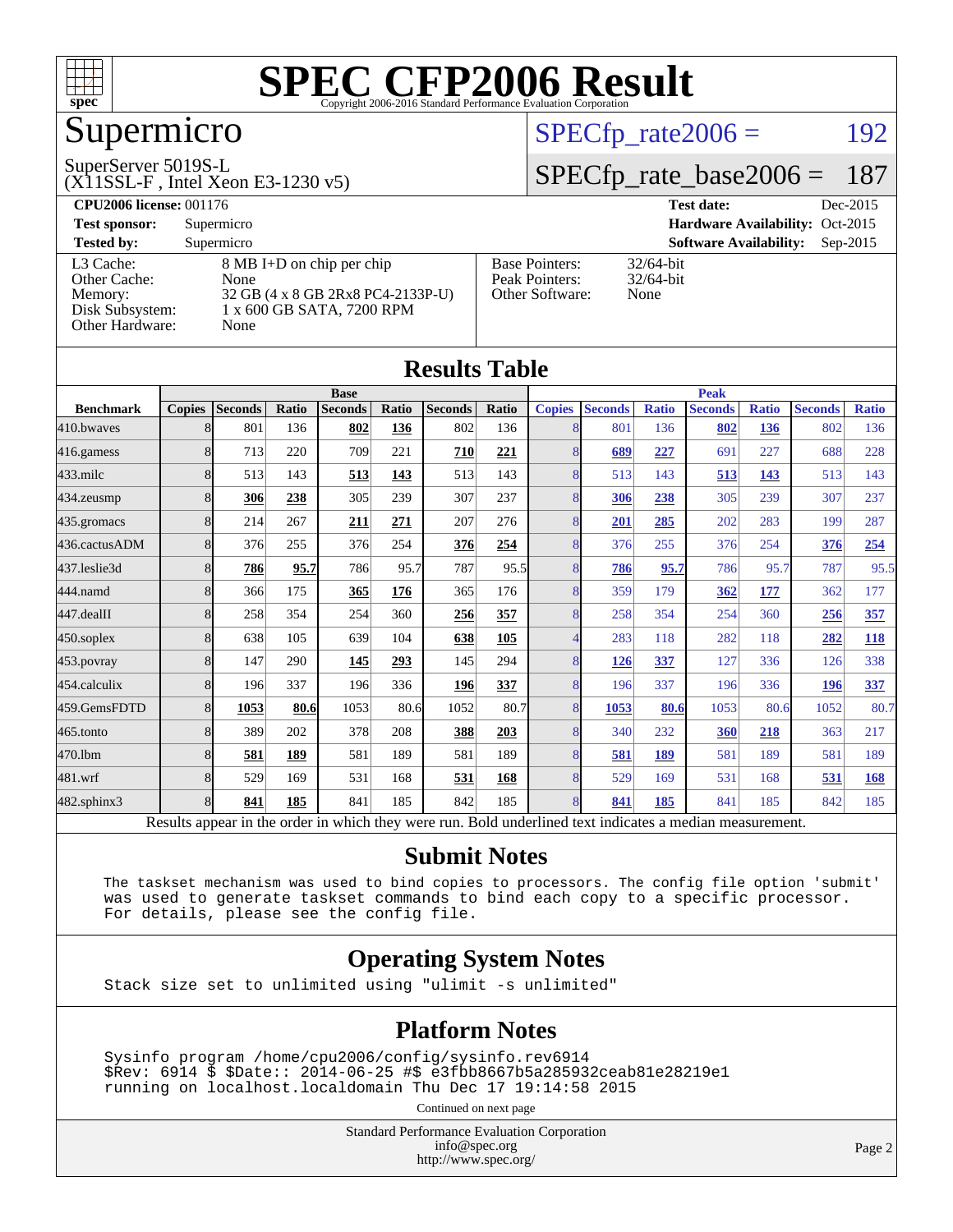# SPEC CFP2006 Result

Copyright 2006-2016 Standard Performance Evaluation Corporation

## Supermicro

SuperServer 5019S-L
(X11SSL-F , Intel Xeon E3-1230 v5)

SPECfp_rate2006 = 192

SPECfp_rate_base2006 = 187

| | | | |
|---|---|---|---|
| **CPU2006 license:** 001176 | | **Test date:** | Dec-2015 |
| **Test sponsor:** | Supermicro | **Hardware Availability:** | Oct-2015 |
| **Tested by:** | Supermicro | **Software Availability:** | Sep-2015 |

| | | | |
|---|---|---|---|
| L3 Cache: | 8 MB I+D on chip per chip | Base Pointers: | 32/64-bit |
| Other Cache: | None | Peak Pointers: | 32/64-bit |
| Memory: | 32 GB (4 x 8 GB 2Rx8 PC4-2133P-U) | Other Software: | None |
| Disk Subsystem: | 1 x 600 GB SATA, 7200 RPM | | |
| Other Hardware: | None | | |

## Results Table

| | Base | | | | | | | Peak | | | | | | |
|---|---|---|---|---|---|---|---|---|---|---|---|---|---|---|
| **Benchmark** | **Copies** | **Seconds** | **Ratio** | **Seconds** | **Ratio** | **Seconds** | **Ratio** | **Copies** | **Seconds** | **Ratio** | **Seconds** | **Ratio** | **Seconds** | **Ratio** |
| 410.bwaves | 8 | 801 | 136 | **802** | **136** | 802 | 136 | 8 | 801 | 136 | **802** | **136** | 802 | 136 |
| 416.gamess | 8 | 713 | 220 | 709 | 221 | **710** | **221** | 8 | **689** | **227** | 691 | 227 | 688 | 228 |
| 433.milc | 8 | 513 | 143 | **513** | **143** | 513 | 143 | 8 | 513 | 143 | **513** | **143** | 513 | 143 |
| 434.zeusmp | 8 | **306** | **238** | 305 | 239 | 307 | 237 | 8 | **306** | **238** | 305 | 239 | 307 | 237 |
| 435.gromacs | 8 | 214 | 267 | **211** | **271** | 207 | 276 | 8 | **201** | **285** | 202 | 283 | 199 | 287 |
| 436.cactusADM | 8 | 376 | 255 | 376 | 254 | **376** | **254** | 8 | 376 | 255 | 376 | 254 | **376** | **254** |
| 437.leslie3d | 8 | **786** | **95.7** | 786 | 95.7 | 787 | 95.5 | 8 | **786** | **95.7** | 786 | 95.7 | 787 | 95.5 |
| 444.namd | 8 | 366 | 175 | **365** | **176** | 365 | 176 | 8 | 359 | 179 | **362** | **177** | 362 | 177 |
| 447.dealII | 8 | 258 | 354 | 254 | 360 | **256** | **357** | 8 | 258 | 354 | 254 | 360 | **256** | **357** |
| 450.soplex | 8 | 638 | 105 | 639 | 104 | **638** | **105** | 4 | 283 | 118 | 282 | 118 | **282** | **118** |
| 453.povray | 8 | 147 | 290 | **145** | **293** | 145 | 294 | 8 | **126** | **337** | 127 | 336 | 126 | 338 |
| 454.calculix | 8 | 196 | 337 | 196 | 336 | **196** | **337** | 8 | 196 | 337 | 196 | 336 | **196** | **337** |
| 459.GemsFDTD | 8 | **1053** | **80.6** | 1053 | 80.6 | 1052 | 80.7 | 8 | **1053** | **80.6** | 1053 | 80.6 | 1052 | 80.7 |
| 465.tonto | 8 | 389 | 202 | 378 | 208 | **388** | **203** | 8 | 340 | 232 | **360** | **218** | 363 | 217 |
| 470.lbm | 8 | **581** | **189** | 581 | 189 | 581 | 189 | 8 | **581** | **189** | 581 | 189 | 581 | 189 |
| 481.wrf | 8 | 529 | 169 | 531 | 168 | **531** | **168** | 8 | 529 | 169 | 531 | 168 | **531** | **168** |
| 482.sphinx3 | 8 | **841** | **185** | 841 | 185 | 842 | 185 | 8 | **841** | **185** | 841 | 185 | 842 | 185 |

Results appear in the order in which they were run. Bold underlined text indicates a median measurement.

## Submit Notes

```
The taskset mechanism was used to bind copies to processors. The config file option 'submit'
was used to generate taskset commands to bind each copy to a specific processor.
For details, please see the config file.
```

## Operating System Notes

```
Stack size set to unlimited using "ulimit -s unlimited"
```

## Platform Notes

```
Sysinfo program /home/cpu2006/config/sysinfo.rev6914
$Rev: 6914 $ $Date:: 2014-06-25 #$ e3fbb8667b5a285932ceab81e28219e1
running on localhost.localdomain Thu Dec 17 19:14:58 2015
```

Continued on next page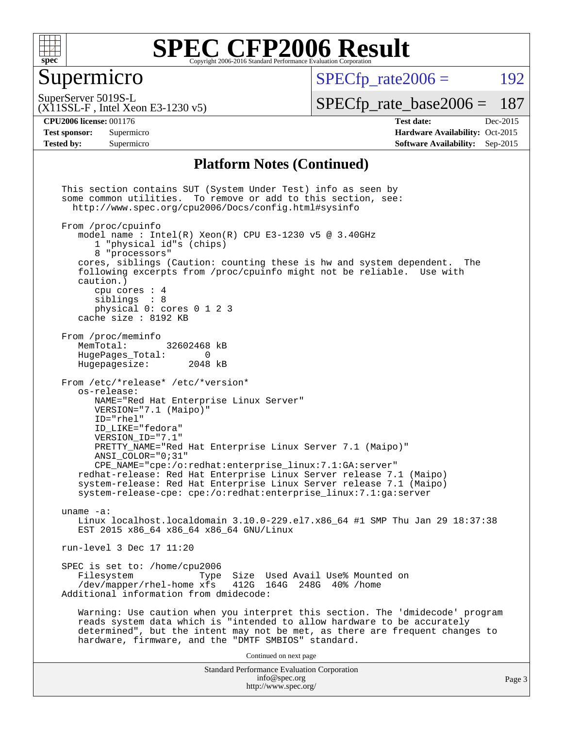## Platform Notes (Continued)

```
This section contains SUT (System Under Test) info as seen by
some common utilities.  To remove or add to this section, see:
  http://www.spec.org/cpu2006/Docs/config.html#sysinfo

From /proc/cpuinfo
   model name : Intel(R) Xeon(R) CPU E3-1230 v5 @ 3.40GHz
      1 "physical id"s (chips)
      8 "processors"
   cores, siblings (Caution: counting these is hw and system dependent.  The
   following excerpts from /proc/cpuinfo might not be reliable.  Use with
   caution.)
      cpu cores : 4
      siblings  : 8
      physical 0: cores 0 1 2 3
   cache size : 8192 KB

From /proc/meminfo
   MemTotal:       32602468 kB
   HugePages_Total:       0
   Hugepagesize:       2048 kB

From /etc/*release* /etc/*version*
   os-release:
      NAME="Red Hat Enterprise Linux Server"
      VERSION="7.1 (Maipo)"
      ID="rhel"
      ID_LIKE="fedora"
      VERSION_ID="7.1"
      PRETTY_NAME="Red Hat Enterprise Linux Server 7.1 (Maipo)"
      ANSI_COLOR="0;31"
      CPE_NAME="cpe:/o:redhat:enterprise_linux:7.1:GA:server"
   redhat-release: Red Hat Enterprise Linux Server release 7.1 (Maipo)
   system-release: Red Hat Enterprise Linux Server release 7.1 (Maipo)
   system-release-cpe: cpe:/o:redhat:enterprise_linux:7.1:ga:server

uname -a:
   Linux localhost.localdomain 3.10.0-229.el7.x86_64 #1 SMP Thu Jan 29 18:37:38
   EST 2015 x86_64 x86_64 x86_64 GNU/Linux

run-level 3 Dec 17 11:20

SPEC is set to: /home/cpu2006
   Filesystem            Type  Size  Used Avail Use% Mounted on
   /dev/mapper/rhel-home xfs   412G  164G  248G  40% /home
Additional information from dmidecode:

   Warning: Use caution when you interpret this section. The 'dmidecode' program
   reads system data which is "intended to allow hardware to be accurately
   determined", but the intent may not be met, as there are frequent changes to
   hardware, firmware, and the "DMTF SMBIOS" standard.
```

Continued on next page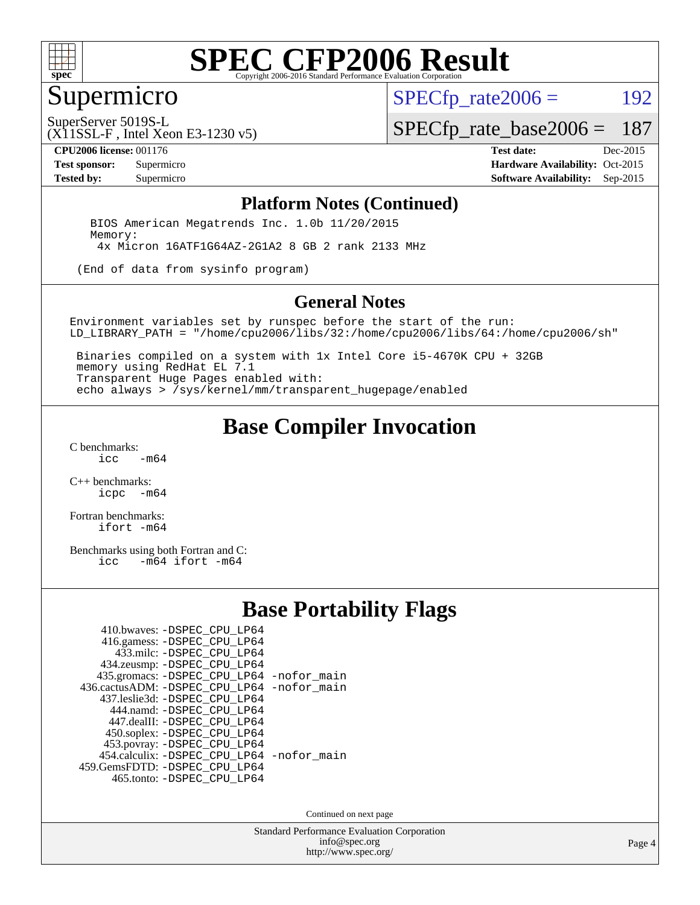# SPEC CFP2006 Result

Copyright 2006-2016 Standard Performance Evaluation Corporation

## Supermicro

SuperServer 5019S-L
(X11SSL-F , Intel Xeon E3-1230 v5)

SPECfp_rate2006 = 192

SPECfp_rate_base2006 = 187

**CPU2006 license:** 001176
**Test sponsor:** Supermicro
**Tested by:** Supermicro

**Test date:** Dec-2015
**Hardware Availability:** Oct-2015
**Software Availability:** Sep-2015

### Platform Notes (Continued)

```
   BIOS American Megatrends Inc. 1.0b 11/20/2015
   Memory:
    4x Micron 16ATF1G64AZ-2G1A2 8 GB 2 rank 2133 MHz

 (End of data from sysinfo program)
```

### General Notes

```
Environment variables set by runspec before the start of the run:
LD_LIBRARY_PATH = "/home/cpu2006/libs/32:/home/cpu2006/libs/64:/home/cpu2006/sh"

 Binaries compiled on a system with 1x Intel Core i5-4670K CPU + 32GB
 memory using RedHat EL 7.1
 Transparent Huge Pages enabled with:
 echo always > /sys/kernel/mm/transparent_hugepage/enabled
```

## Base Compiler Invocation

C benchmarks:
```
icc   -m64
```

C++ benchmarks:
```
icpc  -m64
```

Fortran benchmarks:
```
ifort -m64
```

Benchmarks using both Fortran and C:
```
icc   -m64 ifort -m64
```

## Base Portability Flags

```
     410.bwaves: -DSPEC_CPU_LP64
     416.gamess: -DSPEC_CPU_LP64
       433.milc: -DSPEC_CPU_LP64
     434.zeusmp: -DSPEC_CPU_LP64
    435.gromacs: -DSPEC_CPU_LP64 -nofor_main
 436.cactusADM: -DSPEC_CPU_LP64 -nofor_main
    437.leslie3d: -DSPEC_CPU_LP64
      444.namd: -DSPEC_CPU_LP64
     447.dealII: -DSPEC_CPU_LP64
     450.soplex: -DSPEC_CPU_LP64
     453.povray: -DSPEC_CPU_LP64
   454.calculix: -DSPEC_CPU_LP64 -nofor_main
  459.GemsFDTD: -DSPEC_CPU_LP64
      465.tonto: -DSPEC_CPU_LP64
```

Continued on next page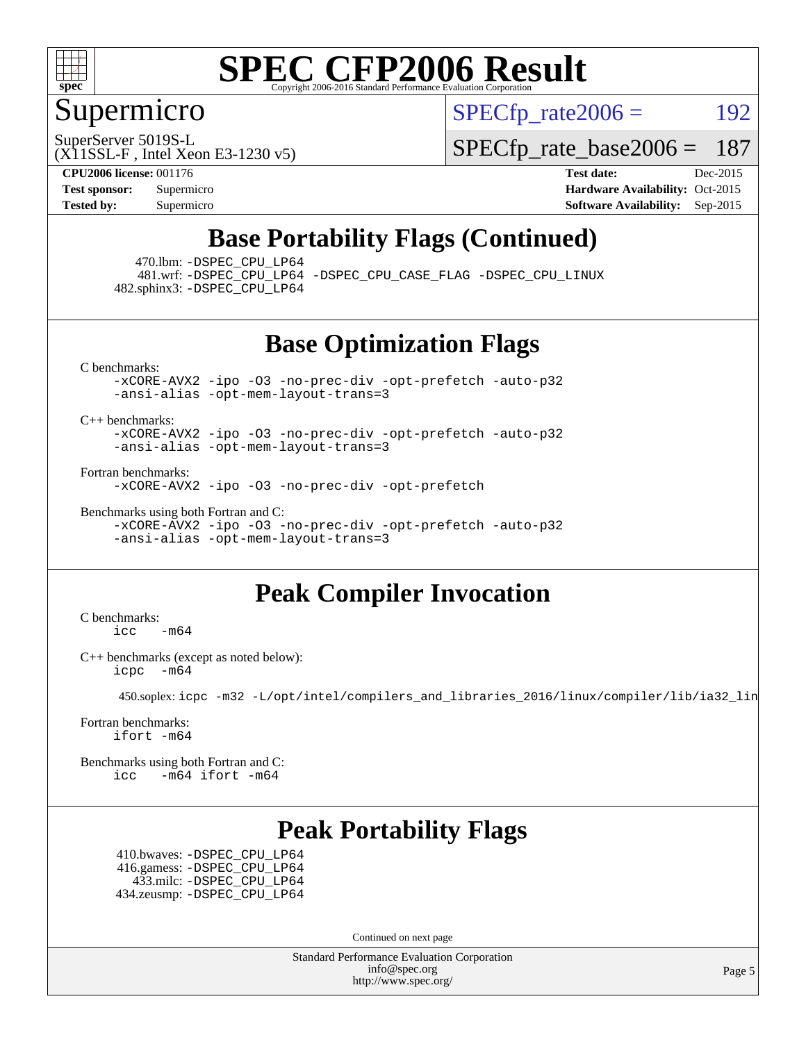## Base Portability Flags (Continued)

470.lbm: -DSPEC_CPU_LP64
481.wrf: -DSPEC_CPU_LP64 -DSPEC_CPU_CASE_FLAG -DSPEC_CPU_LINUX
482.sphinx3: -DSPEC_CPU_LP64

## Base Optimization Flags

C benchmarks:
-xCORE-AVX2 -ipo -O3 -no-prec-div -opt-prefetch -auto-p32 -ansi-alias -opt-mem-layout-trans=3

C++ benchmarks:
-xCORE-AVX2 -ipo -O3 -no-prec-div -opt-prefetch -auto-p32 -ansi-alias -opt-mem-layout-trans=3

Fortran benchmarks:
-xCORE-AVX2 -ipo -O3 -no-prec-div -opt-prefetch

Benchmarks using both Fortran and C:
-xCORE-AVX2 -ipo -O3 -no-prec-div -opt-prefetch -auto-p32 -ansi-alias -opt-mem-layout-trans=3

## Peak Compiler Invocation

C benchmarks:
icc -m64

C++ benchmarks (except as noted below):
icpc -m64

450.soplex: icpc -m32 -L/opt/intel/compilers_and_libraries_2016/linux/compiler/lib/ia32_lin

Fortran benchmarks:
ifort -m64

Benchmarks using both Fortran and C:
icc -m64 ifort -m64

## Peak Portability Flags

410.bwaves: -DSPEC_CPU_LP64
416.gamess: -DSPEC_CPU_LP64
433.milc: -DSPEC_CPU_LP64
434.zeusmp: -DSPEC_CPU_LP64

Continued on next page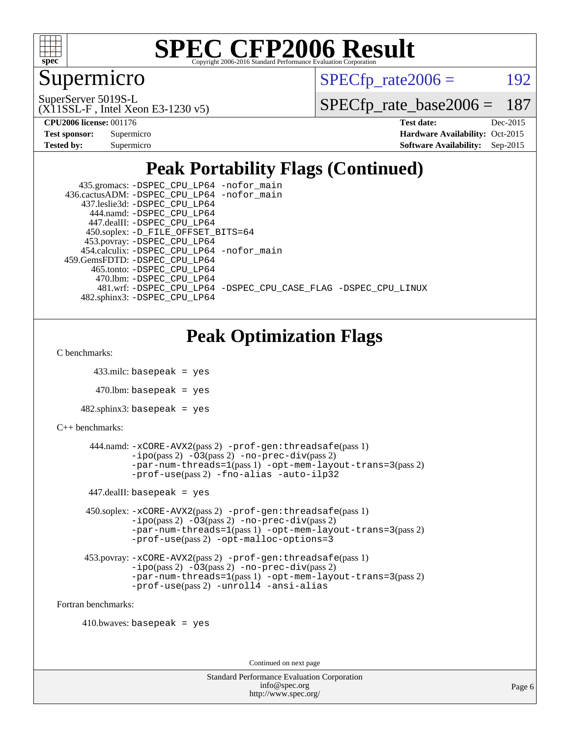# SPEC CFP2006 Result

Copyright 2006-2016 Standard Performance Evaluation Corporation

## Supermicro

SuperServer 5019S-L
(X11SSL-F , Intel Xeon E3-1230 v5)

SPECfp_rate2006 = 192

SPECfp_rate_base2006 = 187

**CPU2006 license:** 001176
**Test sponsor:** Supermicro
**Tested by:** Supermicro

**Test date:** Dec-2015
**Hardware Availability:** Oct-2015
**Software Availability:** Sep-2015

## Peak Portability Flags (Continued)

435.gromacs: -DSPEC_CPU_LP64 -nofor_main
436.cactusADM: -DSPEC_CPU_LP64 -nofor_main
437.leslie3d: -DSPEC_CPU_LP64
444.namd: -DSPEC_CPU_LP64
447.dealII: -DSPEC_CPU_LP64
450.soplex: -D_FILE_OFFSET_BITS=64
453.povray: -DSPEC_CPU_LP64
454.calculix: -DSPEC_CPU_LP64 -nofor_main
459.GemsFDTD: -DSPEC_CPU_LP64
465.tonto: -DSPEC_CPU_LP64
470.lbm: -DSPEC_CPU_LP64
481.wrf: -DSPEC_CPU_LP64 -DSPEC_CPU_CASE_FLAG -DSPEC_CPU_LINUX
482.sphinx3: -DSPEC_CPU_LP64

## Peak Optimization Flags

C benchmarks:

433.milc: basepeak = yes

470.lbm: basepeak = yes

482.sphinx3: basepeak = yes

C++ benchmarks:

444.namd: -xCORE-AVX2(pass 2) -prof-gen:threadsafe(pass 1) -ipo(pass 2) -O3(pass 2) -no-prec-div(pass 2) -par-num-threads=1(pass 1) -opt-mem-layout-trans=3(pass 2) -prof-use(pass 2) -fno-alias -auto-ilp32

447.dealII: basepeak = yes

450.soplex: -xCORE-AVX2(pass 2) -prof-gen:threadsafe(pass 1) -ipo(pass 2) -O3(pass 2) -no-prec-div(pass 2) -par-num-threads=1(pass 1) -opt-mem-layout-trans=3(pass 2) -prof-use(pass 2) -opt-malloc-options=3

453.povray: -xCORE-AVX2(pass 2) -prof-gen:threadsafe(pass 1) -ipo(pass 2) -O3(pass 2) -no-prec-div(pass 2) -par-num-threads=1(pass 1) -opt-mem-layout-trans=3(pass 2) -prof-use(pass 2) -unroll4 -ansi-alias

Fortran benchmarks:

410.bwaves: basepeak = yes

Continued on next page

Standard Performance Evaluation Corporation
info@spec.org
http://www.spec.org/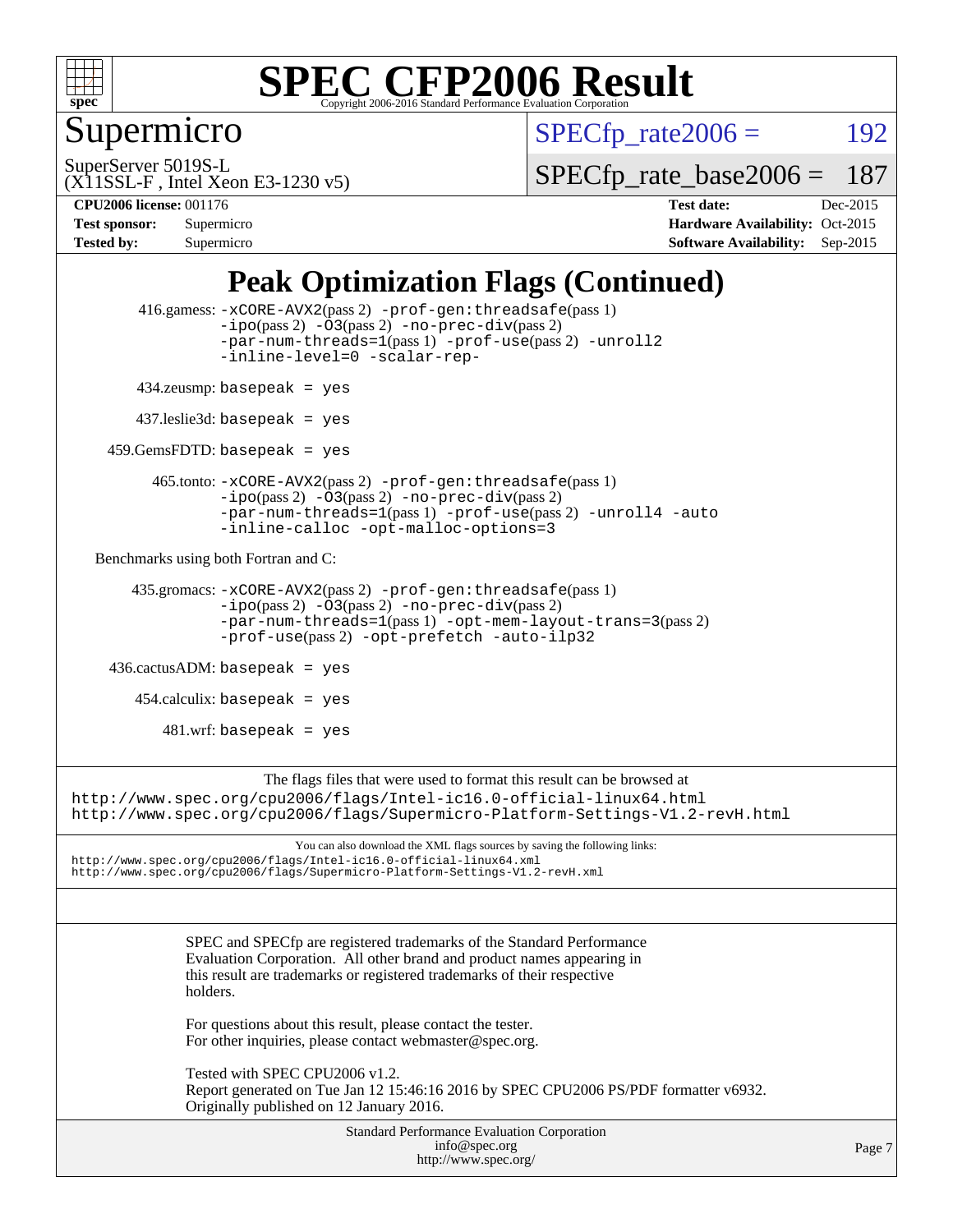# Peak Optimization Flags (Continued)

416.gamess: -xCORE-AVX2(pass 2) -prof-gen:threadsafe(pass 1) -ipo(pass 2) -O3(pass 2) -no-prec-div(pass 2) -par-num-threads=1(pass 1) -prof-use(pass 2) -unroll2 -inline-level=0 -scalar-rep-

434.zeusmp: basepeak = yes

437.leslie3d: basepeak = yes

459.GemsFDTD: basepeak = yes

465.tonto: -xCORE-AVX2(pass 2) -prof-gen:threadsafe(pass 1) -ipo(pass 2) -O3(pass 2) -no-prec-div(pass 2) -par-num-threads=1(pass 1) -prof-use(pass 2) -unroll4 -auto -inline-calloc -opt-malloc-options=3

Benchmarks using both Fortran and C:

435.gromacs: -xCORE-AVX2(pass 2) -prof-gen:threadsafe(pass 1) -ipo(pass 2) -O3(pass 2) -no-prec-div(pass 2) -par-num-threads=1(pass 1) -opt-mem-layout-trans=3(pass 2) -prof-use(pass 2) -opt-prefetch -auto-ilp32

436.cactusADM: basepeak = yes

454.calculix: basepeak = yes

481.wrf: basepeak = yes

The flags files that were used to format this result can be browsed at
http://www.spec.org/cpu2006/flags/Intel-ic16.0-official-linux64.html
http://www.spec.org/cpu2006/flags/Supermicro-Platform-Settings-V1.2-revH.html

You can also download the XML flags sources by saving the following links:
http://www.spec.org/cpu2006/flags/Intel-ic16.0-official-linux64.xml
http://www.spec.org/cpu2006/flags/Supermicro-Platform-Settings-V1.2-revH.xml

SPEC and SPECfp are registered trademarks of the Standard Performance Evaluation Corporation. All other brand and product names appearing in this result are trademarks or registered trademarks of their respective holders.

For questions about this result, please contact the tester.
For other inquiries, please contact webmaster@spec.org.

Tested with SPEC CPU2006 v1.2.
Report generated on Tue Jan 12 15:46:16 2016 by SPEC CPU2006 PS/PDF formatter v6932.
Originally published on 12 January 2016.